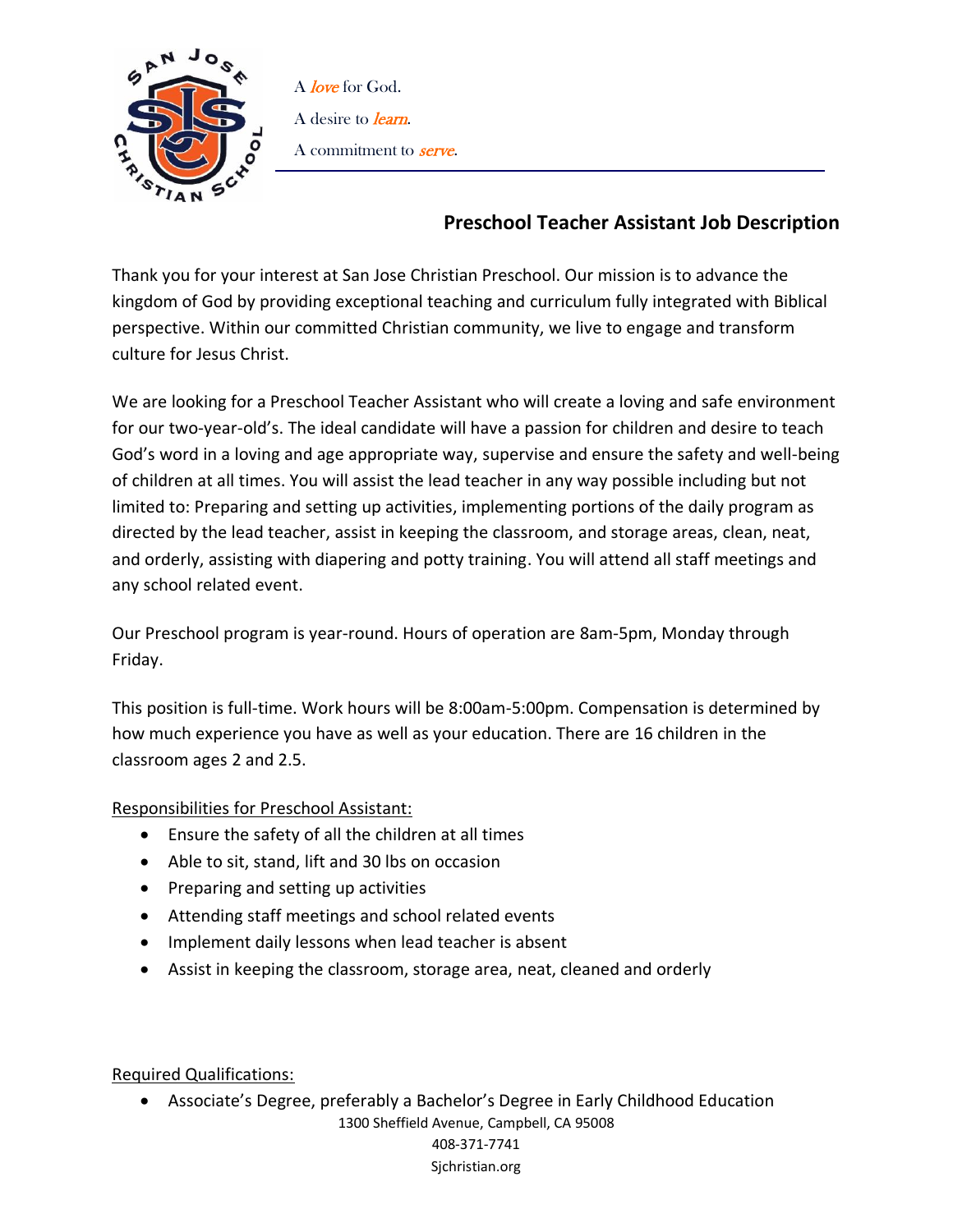A *love* for God.

A desire to *learn*.

A commitment to *serve*.

## Preschool Teacher Assistant Job Description

Thank you for your interest at San Jose Christian Preschool. Our mission is to advance the kingdom of God by providing exceptional teaching and curriculum fully integrated with Biblical perspective. Within our committed Christian community, we live to engage and transform culture for Jesus Christ.

We are looking for a Preschool Teacher Assistant who will create a loving and safe environment for our two-year-old's. The ideal candidate will have a passion for children and desire to teach God's word in a loving and age appropriate way, supervise and ensure the safety and well-being of children at all times. You will assist the lead teacher in any way possible including but not limited to: Preparing and setting up activities, implementing portions of the daily program as directed by the lead teacher, assist in keeping the classroom, and storage areas, clean, neat, and orderly, assisting with diapering and potty training. You will attend all staff meetings and any school related event.

Our Preschool program is year-round. Hours of operation are 8am-5pm, Monday through Friday.

This position is full-time. Work hours will be 8:00am-5:00pm. Compensation is determined by how much experience you have as well as your education. There are 16 children in the classroom ages 2 and 2.5.

Responsibilities for Preschool Assistant:

- Ensure the safety of all the children at all times
- Able to sit, stand, lift and 30 lbs on occasion
- Preparing and setting up activities
- Attending staff meetings and school related events
- Implement daily lessons when lead teacher is absent
- Assist in keeping the classroom, storage area, neat, cleaned and orderly

Required Qualifications:

- Associate's Degree, preferably a Bachelor's Degree in Early Childhood Education

1300 Sheffield Avenue, Campbell, CA 95008
408-371-7741
Sjchristian.org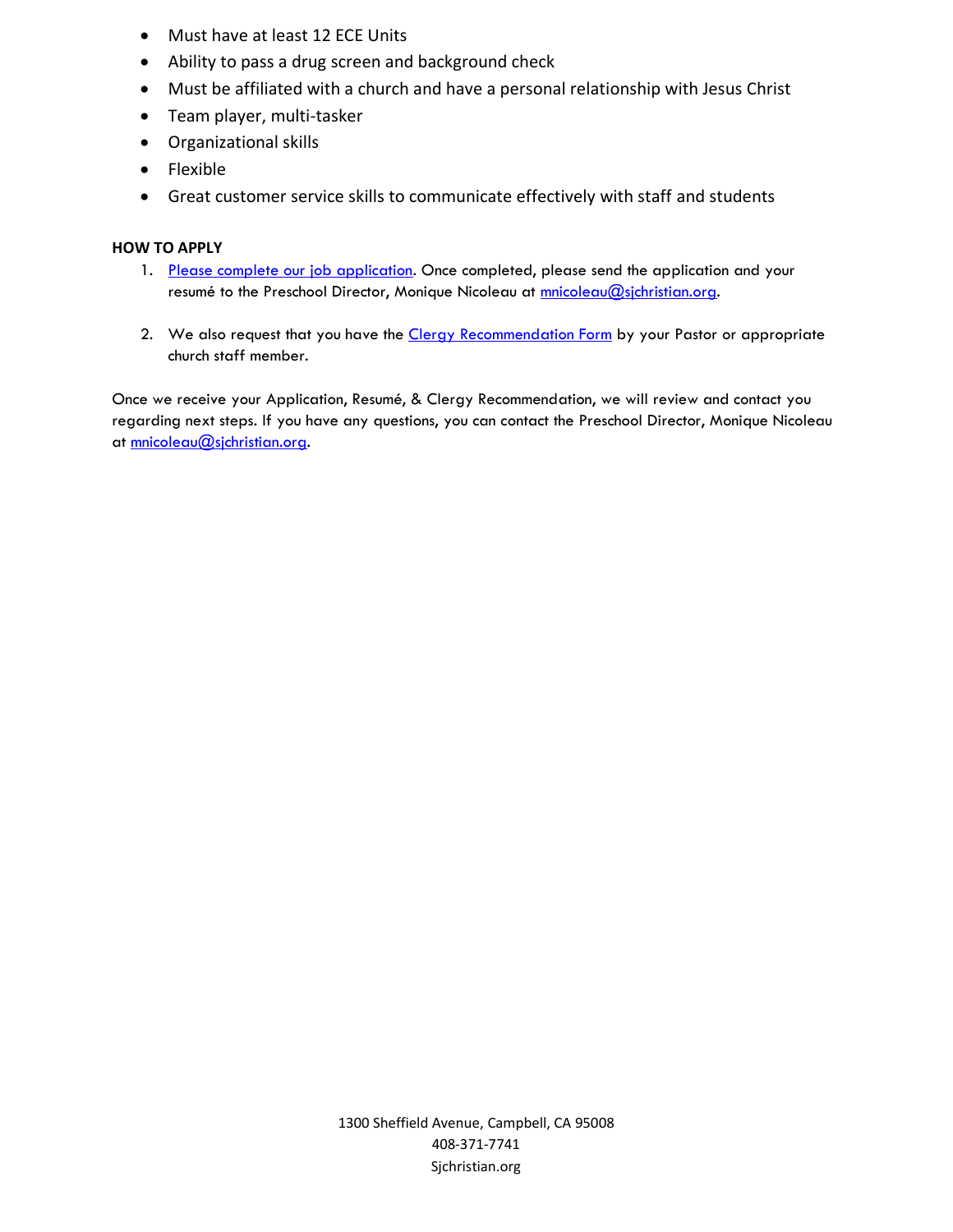- Must have at least 12 ECE Units
- Ability to pass a drug screen and background check
- Must be affiliated with a church and have a personal relationship with Jesus Christ
- Team player, multi-tasker
- Organizational skills
- Flexible
- Great customer service skills to communicate effectively with staff and students

**HOW TO APPLY**

1. Please complete our job application. Once completed, please send the application and your resumé to the Preschool Director, Monique Nicoleau at mnicoleau@sjchristian.org.

2. We also request that you have the Clergy Recommendation Form by your Pastor or appropriate church staff member.

Once we receive your Application, Resumé, & Clergy Recommendation, we will review and contact you regarding next steps. If you have any questions, you can contact the Preschool Director, Monique Nicoleau at mnicoleau@sjchristian.org.

1300 Sheffield Avenue, Campbell, CA 95008
408-371-7741
Sjchristian.org